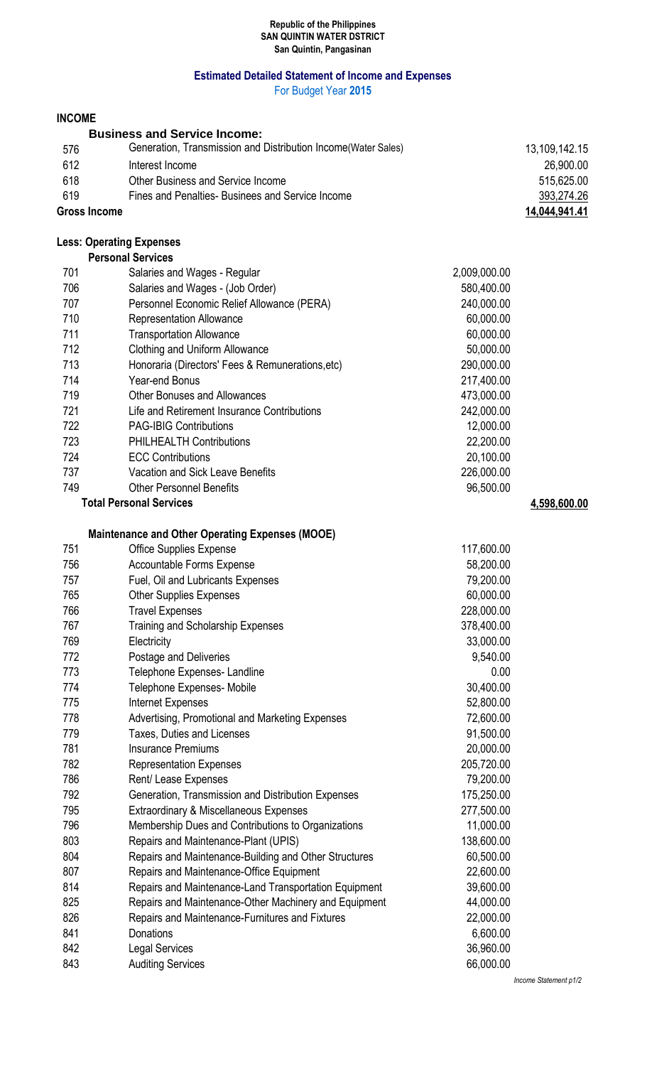**Republic of the Philippines**
**SAN QUINTIN WATER DSTRICT**
**San Quintin, Pangasinan**

## Estimated Detailed Statement of Income and Expenses

For Budget Year **2015**

| | | | |
|---|---|---|---|
| **INCOME** | | | |
| | **Business and Service Income:** | | |
| 576 | Generation, Transmission and Distribution Income(Water Sales) | | 13,109,142.15 |
| 612 | Interest Income | | 26,900.00 |
| 618 | Other Business and Service Income | | 515,625.00 |
| 619 | Fines and Penalties- Businees and Service Income | | 393,274.26 |
| **Gross Income** | | | **14,044,941.41** |
| | | | |
| **Less: Operating Expenses** | | | |
| | **Personal Services** | | |
| 701 | Salaries and Wages - Regular | 2,009,000.00 | |
| 706 | Salaries and Wages - (Job Order) | 580,400.00 | |
| 707 | Personnel Economic Relief Allowance (PERA) | 240,000.00 | |
| 710 | Representation Allowance | 60,000.00 | |
| 711 | Transportation Allowance | 60,000.00 | |
| 712 | Clothing and Uniform Allowance | 50,000.00 | |
| 713 | Honoraria (Directors' Fees & Remunerations,etc) | 290,000.00 | |
| 714 | Year-end Bonus | 217,400.00 | |
| 719 | Other Bonuses and Allowances | 473,000.00 | |
| 721 | Life and Retirement Insurance Contributions | 242,000.00 | |
| 722 | PAG-IBIG Contributions | 12,000.00 | |
| 723 | PHILHEALTH Contributions | 22,200.00 | |
| 724 | ECC Contributions | 20,100.00 | |
| 737 | Vacation and Sick Leave Benefits | 226,000.00 | |
| 749 | Other Personnel Benefits | 96,500.00 | |
| | **Total Personal Services** | | **4,598,600.00** |
| | | | |
| | **Maintenance and Other Operating Expenses (MOOE)** | | |
| 751 | Office Supplies Expense | 117,600.00 | |
| 756 | Accountable Forms Expense | 58,200.00 | |
| 757 | Fuel, Oil and Lubricants Expenses | 79,200.00 | |
| 765 | Other Supplies Expenses | 60,000.00 | |
| 766 | Travel Expenses | 228,000.00 | |
| 767 | Training and Scholarship Expenses | 378,400.00 | |
| 769 | Electricity | 33,000.00 | |
| 772 | Postage and Deliveries | 9,540.00 | |
| 773 | Telephone Expenses- Landline | 0.00 | |
| 774 | Telephone Expenses- Mobile | 30,400.00 | |
| 775 | Internet Expenses | 52,800.00 | |
| 778 | Advertising, Promotional and Marketing Expenses | 72,600.00 | |
| 779 | Taxes, Duties and Licenses | 91,500.00 | |
| 781 | Insurance Premiums | 20,000.00 | |
| 782 | Representation Expenses | 205,720.00 | |
| 786 | Rent/ Lease Expenses | 79,200.00 | |
| 792 | Generation, Transmission and Distribution Expenses | 175,250.00 | |
| 795 | Extraordinary & Miscellaneous Expenses | 277,500.00 | |
| 796 | Membership Dues and Contributions to Organizations | 11,000.00 | |
| 803 | Repairs and Maintenance-Plant (UPIS) | 138,600.00 | |
| 804 | Repairs and Maintenance-Building and Other Structures | 60,500.00 | |
| 807 | Repairs and Maintenance-Office Equipment | 22,600.00 | |
| 814 | Repairs and Maintenance-Land Transportation Equipment | 39,600.00 | |
| 825 | Repairs and Maintenance-Other Machinery and Equipment | 44,000.00 | |
| 826 | Repairs and Maintenance-Furnitures and Fixtures | 22,000.00 | |
| 841 | Donations | 6,600.00 | |
| 842 | Legal Services | 36,960.00 | |
| 843 | Auditing Services | 66,000.00 | |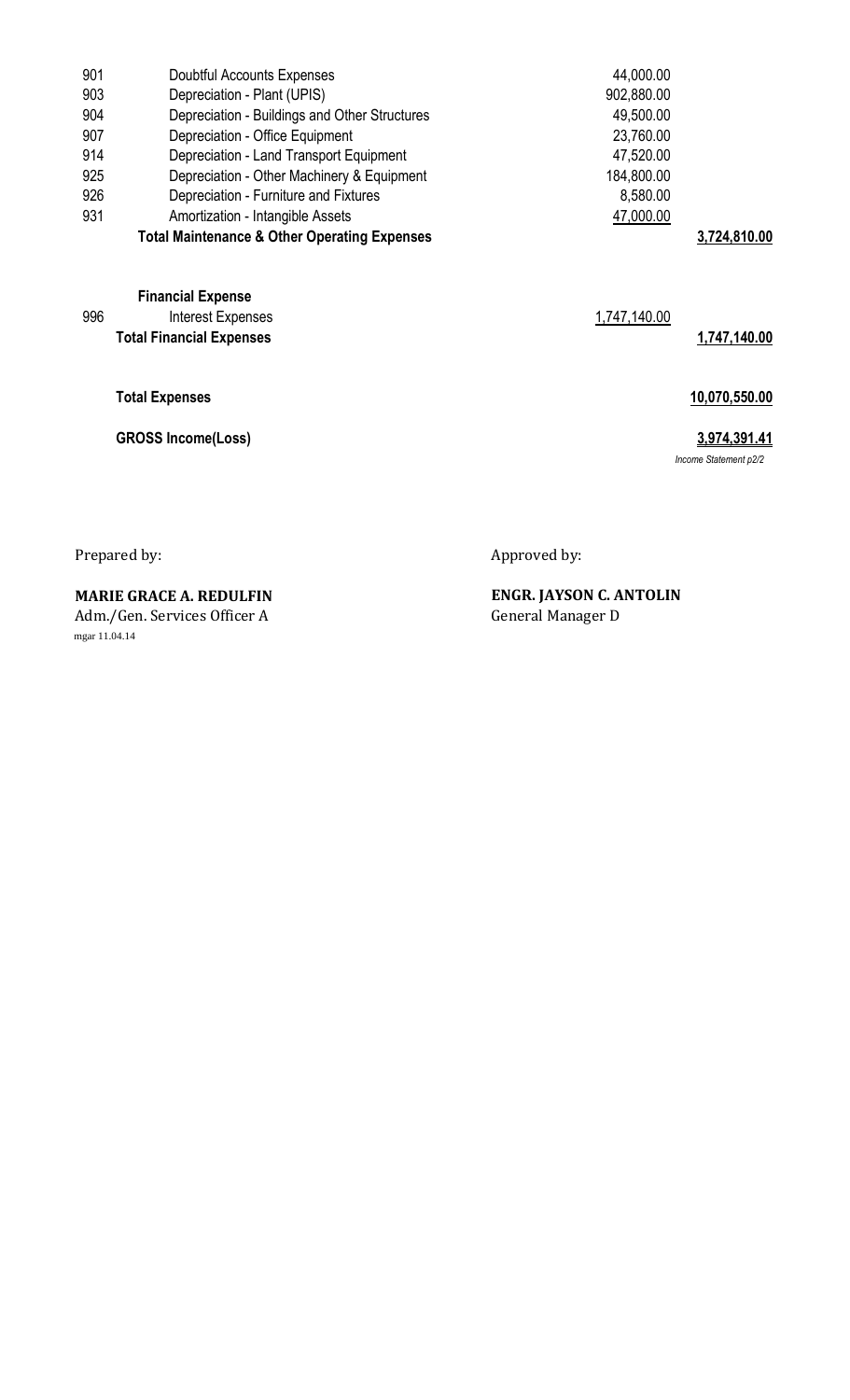| | | | |
|---|---|---|---|
| 901 | Doubtful Accounts Expenses | 44,000.00 | |
| 903 | Depreciation - Plant (UPIS) | 902,880.00 | |
| 904 | Depreciation - Buildings and Other Structures | 49,500.00 | |
| 907 | Depreciation - Office Equipment | 23,760.00 | |
| 914 | Depreciation - Land Transport Equipment | 47,520.00 | |
| 925 | Depreciation - Other Machinery & Equipment | 184,800.00 | |
| 926 | Depreciation - Furniture and Fixtures | 8,580.00 | |
| 931 | Amortization - Intangible Assets | 47,000.00 | |
| | **Total Maintenance & Other Operating Expenses** | | **3,724,810.00** |
| | **Financial Expense** | | |
| 996 | Interest Expenses | 1,747,140.00 | |
| | **Total Financial Expenses** | | **1,747,140.00** |
| | **Total Expenses** | | **10,070,550.00** |
| | **GROSS Income(Loss)** | | **3,974,391.41** |

*Income Statement p2/2*

Prepared by:

**MARIE GRACE A. REDULFIN**
Adm./Gen. Services Officer A
mgar 11.04.14

Approved by:

**ENGR. JAYSON C. ANTOLIN**
General Manager D